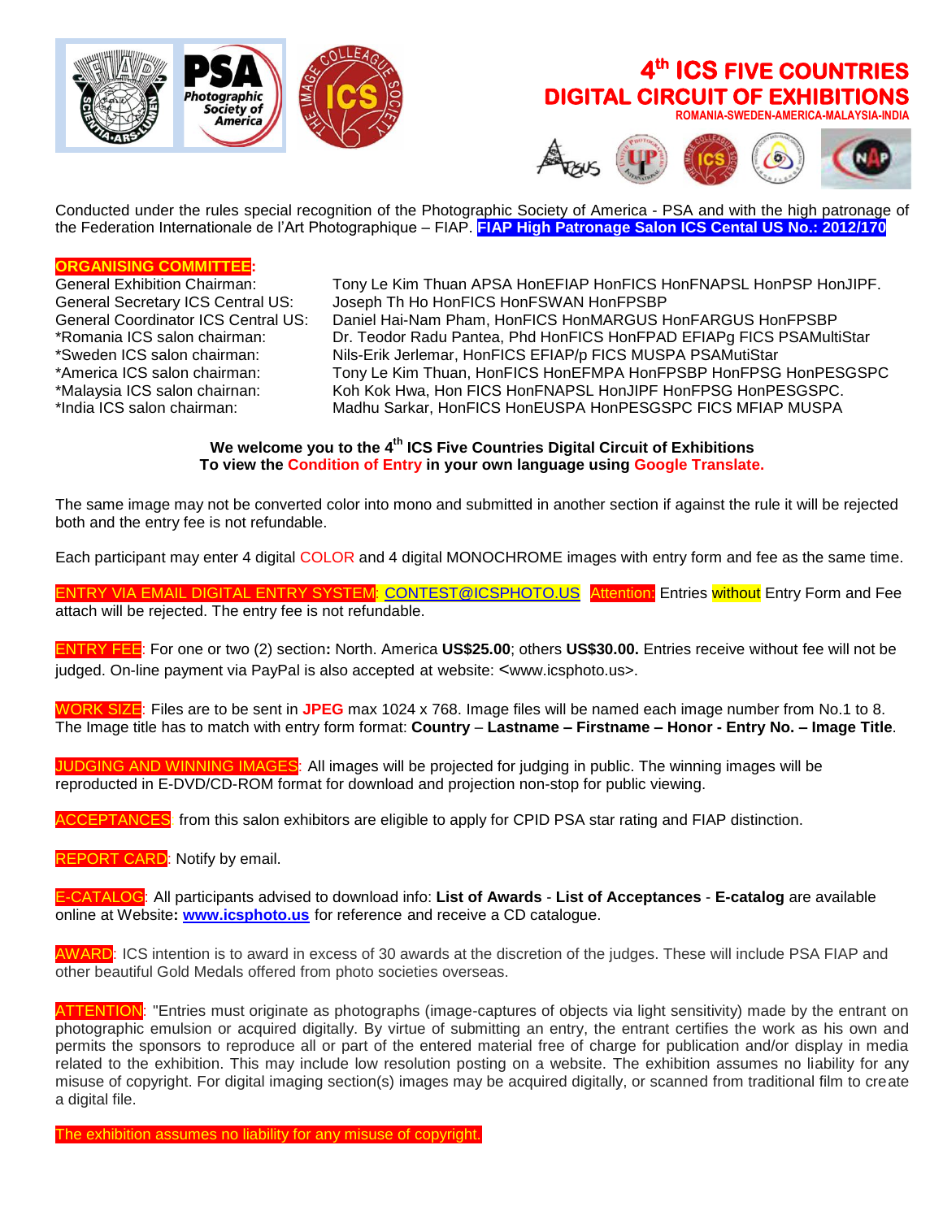# 4th ICS FIVE COUNTRIES DIGITAL CIRCUIT OF EXHIBITIONS

**ROMANIA-SWEDEN-AMERICA-MALAYSIA-INDIA**

Conducted under the rules special recognition of the Photographic Society of America - PSA and with the high patronage of the Federation Internationale de l'Art Photographique – FIAP. **FIAP High Patronage Salon ICS Cental US No.: 2012/170**

**ORGANISING COMMITTEE:**

| | |
|---|---|
| General Exhibition Chairman: | Tony Le Kim Thuan APSA HonEFIAP HonFICS HonFNAPSL HonPSP HonJIPF. |
| General Secretary ICS Central US: | Joseph Th Ho HonFICS HonFSWAN HonFPSBP |
| General Coordinator ICS Central US: | Daniel Hai-Nam Pham, HonFICS HonMARGUS HonFARGUS HonFPSBP |
| *Romania ICS salon chairman: | Dr. Teodor Radu Pantea, Phd HonFICS HonFPAD EFIAPg FICS PSAMultiStar |
| *Sweden ICS salon chairman: | Nils-Erik Jerlemar, HonFICS EFIAP/p FICS MUSPA PSAMutiStar |
| *America ICS salon chairman: | Tony Le Kim Thuan, HonFICS HonEFMPA HonFPSBP HonFPSG HonPESGSPC |
| *Malaysia ICS salon chairman: | Koh Kok Hwa, Hon FICS HonFNAPSL HonJIPF HonFPSG HonPESGSPC. |
| *India ICS salon chairman: | Madhu Sarkar, HonFICS HonEUSPA HonPESGSPC FICS MFIAP MUSPA |

**We welcome you to the 4th ICS Five Countries Digital Circuit of Exhibitions**
**To view the Condition of Entry in your own language using Google Translate.**

The same image may not be converted color into mono and submitted in another section if against the rule it will be rejected both and the entry fee is not refundable.

Each participant may enter 4 digital COLOR and 4 digital MONOCHROME images with entry form and fee as the same time.

ENTRY VIA EMAIL DIGITAL ENTRY SYSTEM: CONTEST@ICSPHOTO.US Attention: Entries without Entry Form and Fee attach will be rejected. The entry fee is not refundable.

ENTRY FEE: For one or two (2) section**:** North. America **US$25.00**; others **US$30.00.** Entries receive without fee will not be judged. On-line payment via PayPal is also accepted at website: <www.icsphoto.us>.

WORK SIZE: Files are to be sent in **JPEG** max 1024 x 768. Image files will be named each image number from No.1 to 8. The Image title has to match with entry form format: **Country** – **Lastname – Firstname – Honor - Entry No. – Image Title**.

JUDGING AND WINNING IMAGES: All images will be projected for judging in public. The winning images will be reproducted in E-DVD/CD-ROM format for download and projection non-stop for public viewing.

ACCEPTANCES: from this salon exhibitors are eligible to apply for CPID PSA star rating and FIAP distinction.

REPORT CARD**:** Notify by email.

E-CATALOG: All participants advised to download info: **List of Awards** - **List of Acceptances** - **E-catalog** are available online at Website**:** **www.icsphoto.us** for reference and receive a CD catalogue.

AWARD: ICS intention is to award in excess of 30 awards at the discretion of the judges. These will include PSA FIAP and other beautiful Gold Medals offered from photo societies overseas.

ATTENTION: "Entries must originate as photographs (image-captures of objects via light sensitivity) made by the entrant on photographic emulsion or acquired digitally. By virtue of submitting an entry, the entrant certifies the work as his own and permits the sponsors to reproduce all or part of the entered material free of charge for publication and/or display in media related to the exhibition. This may include low resolution posting on a website. The exhibition assumes no liability for any misuse of copyright. For digital imaging section(s) images may be acquired digitally, or scanned from traditional film to create a digital file.

The exhibition assumes no liability for any misuse of copyright.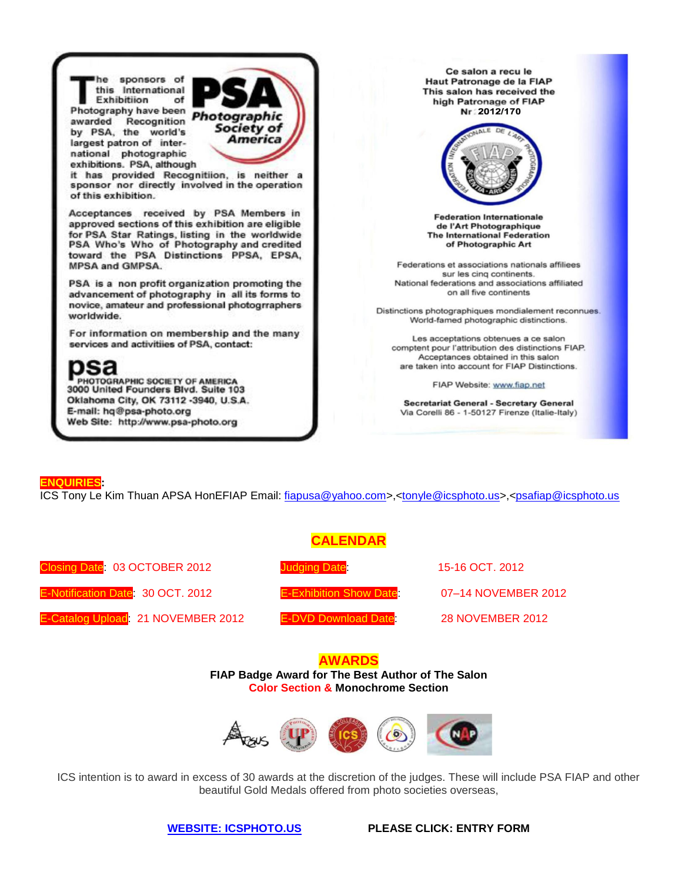The sponsors of this International Exhibitiion of Photography have been awarded Recognition by PSA, the world's largest patron of international photographic exhibitions. PSA, although it has provided Recognitiion, is neither a sponsor nor directly involved in the operation of this exhibition.

**PSA Photographic Society of America**

Acceptances received by PSA Members in approved sections of this exhibition are eligible for PSA Star Ratings, listing in the worldwide PSA Who's Who of Photography and credited toward the PSA Distinctions PPSA, EPSA, MPSA and GMPSA.

PSA is a non profit organization promoting the advancement of photography in all its forms to novice, amateur and professional photogrraphers worldwide.

For information on membership and the many services and activitiies of PSA, contact:

**psa**
PHOTOGRAPHIC SOCIETY OF AMERICA
3000 United Founders Blvd. Suite 103
Oklahoma City, OK 73112 -3940, U.S.A.
E-mail: hq@psa-photo.org
Web Site: http://www.psa-photo.org

**Ce salon a recu le Haut Patronage de la FIAP**
**This salon has received the high Patronage of FIAP**
**Nr 2012/170**

**Federation Internationale de l'Art Photographique**
**The International Federation of Photographic Art**

Federations et associations nationals affiliees sur les cinq continents.
National federations and associations affiliated on all five continents

Distinctions photographiques mondialement reconnues.
World-famed photographic distinctions.

Les acceptations obtenues a ce salon comptent pour l'attribution des distinctions FIAP.
Acceptances obtained in this salon are taken into account for FIAP Distinctions.

FIAP Website: www.fiap.net

**Secretariat General - Secretary General**
Via Corelli 86 - 1-50127 Firenze (Italie-Italy)

**ENQUIRIES**:
ICS Tony Le Kim Thuan APSA HonEFIAP Email: fiapusa@yahoo.com>,<tonyle@icsphoto.us>,<psafiap@icsphoto.us

## CALENDAR

| | | | |
|---|---|---|---|
| Closing Date: | 03 OCTOBER 2012 | Judging Date: | 15-16 OCT. 2012 |
| E-Notification Date: | 30 OCT. 2012 | E-Exhibition Show Date: | 07–14 NOVEMBER 2012 |
| E-Catalog Upload: | 21 NOVEMBER 2012 | E-DVD Download Date: | 28 NOVEMBER 2012 |

## AWARDS

**FIAP Badge Award for The Best Author of The Salon**
**Color Section & Monochrome Section**

ICS intention is to award in excess of 30 awards at the discretion of the judges. These will include PSA FIAP and other beautiful Gold Medals offered from photo societies overseas,

**WEBSITE: ICSPHOTO.US** **PLEASE CLICK: ENTRY FORM**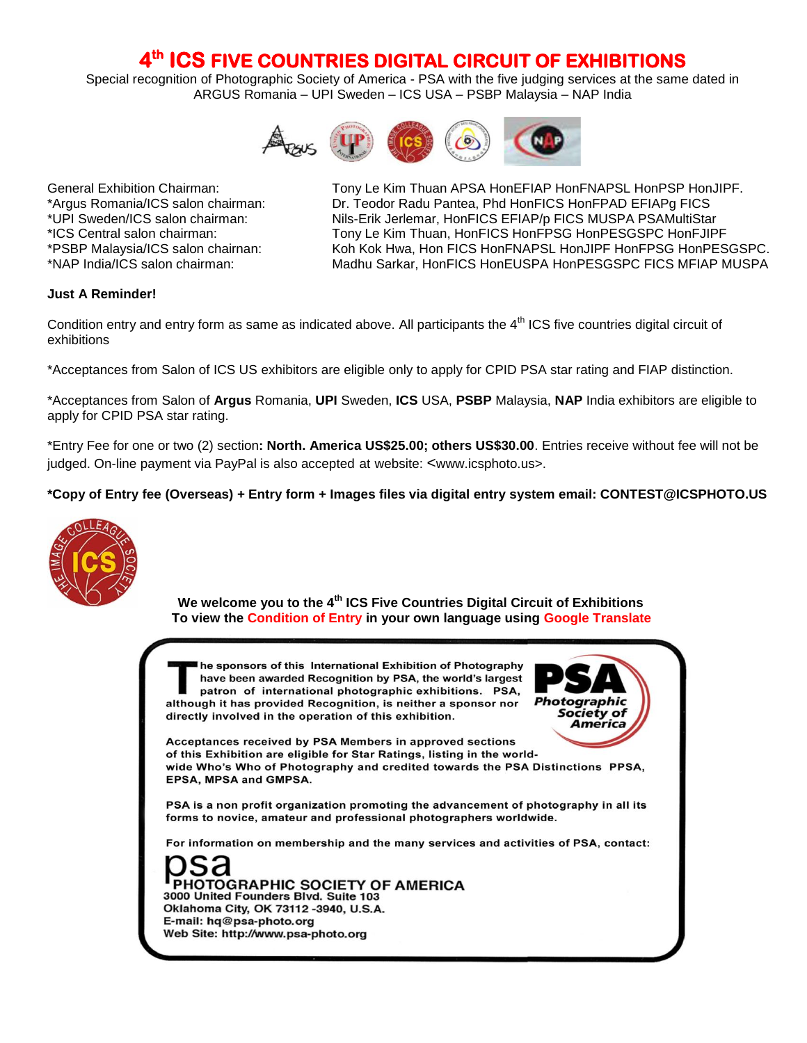# 4th ICS FIVE COUNTRIES DIGITAL CIRCUIT OF EXHIBITIONS

Special recognition of Photographic Society of America - PSA with the five judging services at the same dated in ARGUS Romania – UPI Sweden – ICS USA – PSBP Malaysia – NAP India

| | |
|---|---|
| General Exhibition Chairman: | Tony Le Kim Thuan APSA HonEFIAP HonFNAPSL HonPSP HonJIPF. |
| *Argus Romania/ICS salon chairman: | Dr. Teodor Radu Pantea, Phd HonFICS HonFPAD EFIAPg FICS |
| *UPI Sweden/ICS salon chairman: | Nils-Erik Jerlemar, HonFICS EFIAP/p FICS MUSPA PSAMultiStar |
| *ICS Central salon chairman: | Tony Le Kim Thuan, HonFICS HonFPSG HonPESGSPC HonFJIPF |
| *PSBP Malaysia/ICS salon chairnan: | Koh Kok Hwa, Hon FICS HonFNAPSL HonJIPF HonFPSG HonPESGSPC. |
| *NAP India/ICS salon chairman: | Madhu Sarkar, HonFICS HonEUSPA HonPESGSPC FICS MFIAP MUSPA |

**Just A Reminder!**

Condition entry and entry form as same as indicated above. All participants the 4th ICS five countries digital circuit of exhibitions

*Acceptances from Salon of ICS US exhibitors are eligible only to apply for CPID PSA star rating and FIAP distinction.

*Acceptances from Salon of **Argus** Romania, **UPI** Sweden, **ICS** USA, **PSBP** Malaysia, **NAP** India exhibitors are eligible to apply for CPID PSA star rating.

*Entry Fee for one or two (2) section**: North. America US$25.00; others US$30.00**. Entries receive without fee will not be judged. On-line payment via PayPal is also accepted at website: <www.icsphoto.us>.

***Copy of Entry fee (Overseas) + Entry form + Images files via digital entry system email: CONTEST@ICSPHOTO.US**

**We welcome you to the 4th ICS Five Countries Digital Circuit of Exhibitions**
**To view the Condition of Entry in your own language using Google Translate**

The sponsors of this International Exhibition of Photography have been awarded Recognition by PSA, the world's largest patron of international photographic exhibitions. PSA, although it has provided Recognition, is neither a sponsor nor directly involved in the operation of this exhibition.

PSA Photographic Society of America

Acceptances received by PSA Members in approved sections of this Exhibition are eligible for Star Ratings, listing in the world-wide Who's Who of Photography and credited towards the PSA Distinctions PPSA, EPSA, MPSA and GMPSA.

PSA is a non profit organization promoting the advancement of photography in all its forms to novice, amateur and professional photographers worldwide.

For information on membership and the many services and activities of PSA, contact:

psa
PHOTOGRAPHIC SOCIETY OF AMERICA
3000 United Founders Blvd. Suite 103
Oklahoma City, OK 73112 -3940, U.S.A.
E-mail: hq@psa-photo.org
Web Site: http://www.psa-photo.org